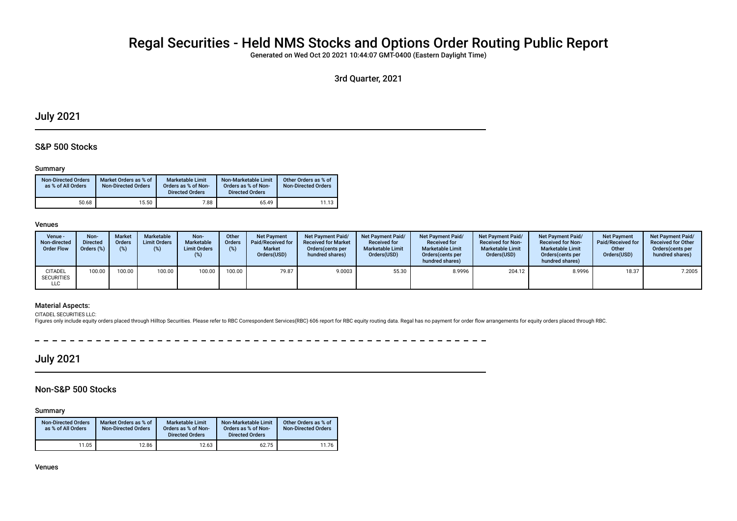# Regal Securities - Held NMS Stocks and Options Order Routing Public Report

Generated on Wed Oct 20 2021 10:44:07 GMT-0400 (Eastern Daylight Time)

3rd Quarter, 2021

## July 2021

### S&P 500 Stocks

#### Summary

| Non-Directed Orders as % of All Orders | Market Orders as % of Non-Directed Orders | Marketable Limit Orders as % of Non-Directed Orders | Non-Marketable Limit Orders as % of Non-Directed Orders | Other Orders as % of Non-Directed Orders |
|---|---|---|---|---|
| 50.68 | 15.50 | 7.88 | 65.49 | 11.13 |

#### Venues

| Venue - Non-directed Order Flow | Non-Directed Orders (%) | Market Orders (%) | Marketable Limit Orders (%) | Non-Marketable Limit Orders (%) | Other Orders (%) | Net Payment Paid/Received for Market Orders(USD) | Net Payment Paid/Received for Market Orders(cents per hundred shares) | Net Payment Paid/Received for Marketable Limit Orders(USD) | Net Payment Paid/Received for Marketable Limit Orders(cents per hundred shares) | Net Payment Paid/Received for Non-Marketable Limit Orders(USD) | Net Payment Paid/Received for Non-Marketable Limit Orders(cents per hundred shares) | Net Payment Paid/Received for Other Orders(USD) | Net Payment Paid/Received for Other Orders(cents per hundred shares) |
|---|---|---|---|---|---|---|---|---|---|---|---|---|---|
| CITADEL SECURITIES LLC | 100.00 | 100.00 | 100.00 | 100.00 | 100.00 | 79.87 | 9.0003 | 55.30 | 8.9996 | 204.12 | 8.9996 | 18.37 | 7.2005 |

#### Material Aspects:

CITADEL SECURITIES LLC:

Figures only include equity orders placed through Hilltop Securities. Please refer to RBC Correspondent Services(RBC) 606 report for RBC equity routing data. Regal has no payment for order flow arrangements for equity orders placed through RBC.

## July 2021

### Non-S&P 500 Stocks

#### Summary

| Non-Directed Orders as % of All Orders | Market Orders as % of Non-Directed Orders | Marketable Limit Orders as % of Non-Directed Orders | Non-Marketable Limit Orders as % of Non-Directed Orders | Other Orders as % of Non-Directed Orders |
|---|---|---|---|---|
| 11.05 | 12.86 | 12.63 | 62.75 | 11.76 |

#### Venues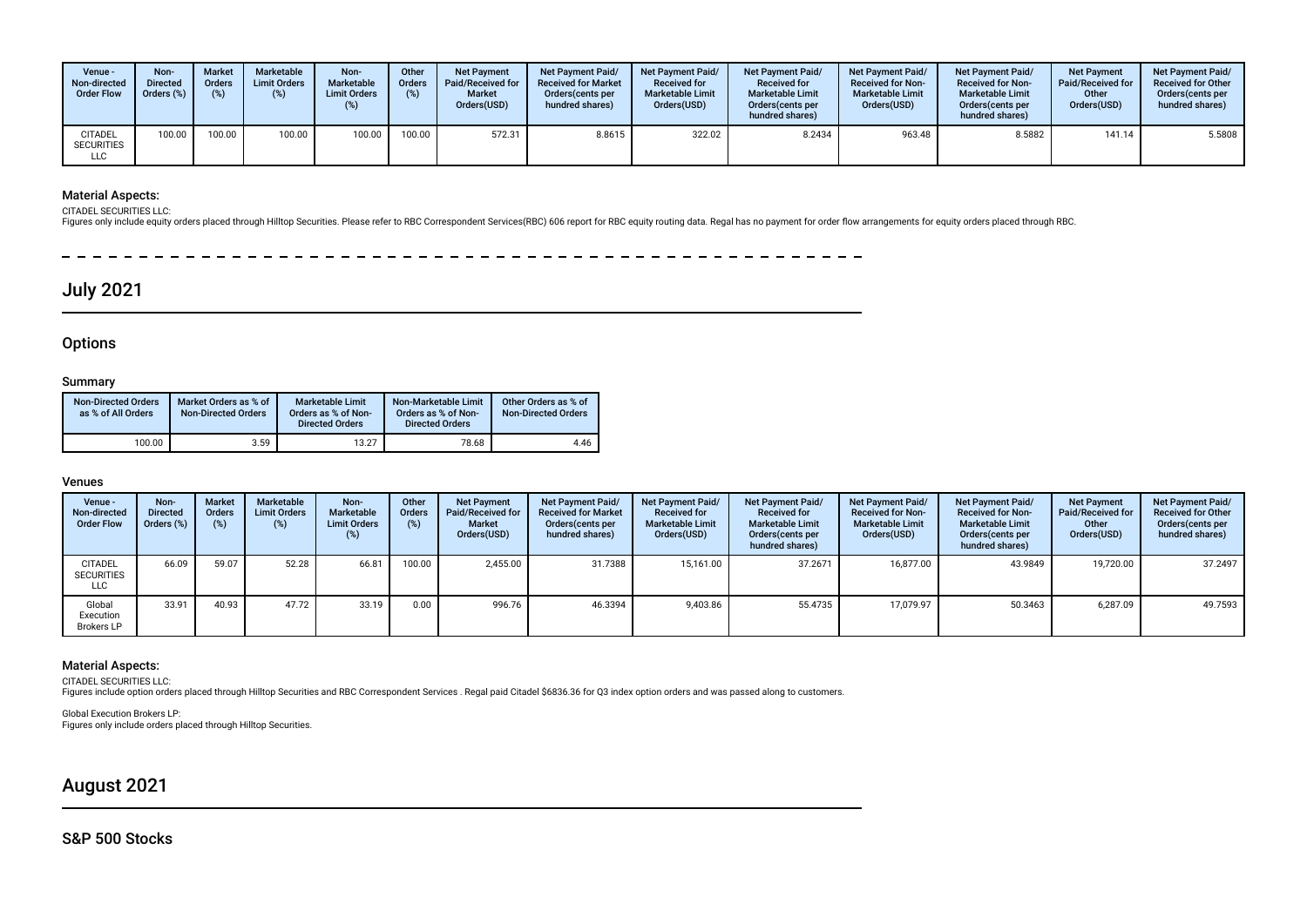| Venue - Non-directed Order Flow | Non-Directed Orders (%) | Market Orders (%) | Marketable Limit Orders (%) | Non-Marketable Limit Orders (%) | Other Orders (%) | Net Payment Paid/Received for Market Orders(USD) | Net Payment Paid/ Received for Market Orders(cents per hundred shares) | Net Payment Paid/ Received for Marketable Limit Orders(USD) | Net Payment Paid/ Received for Marketable Limit Orders(cents per hundred shares) | Net Payment Paid/ Received for Non-Marketable Limit Orders(USD) | Net Payment Paid/ Received for Non-Marketable Limit Orders(cents per hundred shares) | Net Payment Paid/Received for Other Orders(USD) | Net Payment Paid/ Received for Other Orders(cents per hundred shares) |
|---|---|---|---|---|---|---|---|---|---|---|---|---|---|
| CITADEL SECURITIES LLC | 100.00 | 100.00 | 100.00 | 100.00 | 100.00 | 572.31 | 8.8615 | 322.02 | 8.2434 | 963.48 | 8.5882 | 141.14 | 5.5808 |

### Material Aspects:

CITADEL SECURITIES LLC:
Figures only include equity orders placed through Hilltop Securities. Please refer to RBC Correspondent Services(RBC) 606 report for RBC equity routing data. Regal has no payment for order flow arrangements for equity orders placed through RBC.

# July 2021

## Options

### Summary

| Non-Directed Orders as % of All Orders | Market Orders as % of Non-Directed Orders | Marketable Limit Orders as % of Non-Directed Orders | Non-Marketable Limit Orders as % of Non-Directed Orders | Other Orders as % of Non-Directed Orders |
|---|---|---|---|---|
| 100.00 | 3.59 | 13.27 | 78.68 | 4.46 |

### Venues

| Venue - Non-directed Order Flow | Non-Directed Orders (%) | Market Orders (%) | Marketable Limit Orders (%) | Non-Marketable Limit Orders (%) | Other Orders (%) | Net Payment Paid/Received for Market Orders(USD) | Net Payment Paid/ Received for Market Orders(cents per hundred shares) | Net Payment Paid/ Received for Marketable Limit Orders(USD) | Net Payment Paid/ Received for Marketable Limit Orders(cents per hundred shares) | Net Payment Paid/ Received for Non-Marketable Limit Orders(USD) | Net Payment Paid/ Received for Non-Marketable Limit Orders(cents per hundred shares) | Net Payment Paid/Received for Other Orders(USD) | Net Payment Paid/ Received for Other Orders(cents per hundred shares) |
|---|---|---|---|---|---|---|---|---|---|---|---|---|---|
| CITADEL SECURITIES LLC | 66.09 | 59.07 | 52.28 | 66.81 | 100.00 | 2,455.00 | 31.7388 | 15,161.00 | 37.2671 | 16,877.00 | 43.9849 | 19,720.00 | 37.2497 |
| Global Execution Brokers LP | 33.91 | 40.93 | 47.72 | 33.19 | 0.00 | 996.76 | 46.3394 | 9,403.86 | 55.4735 | 17,079.97 | 50.3463 | 6,287.09 | 49.7593 |

### Material Aspects:

CITADEL SECURITIES LLC:
Figures include option orders placed through Hilltop Securities and RBC Correspondent Services . Regal paid Citadel $6836.36 for Q3 index option orders and was passed along to customers.

Global Execution Brokers LP:
Figures only include orders placed through Hilltop Securities.

# August 2021

## S&P 500 Stocks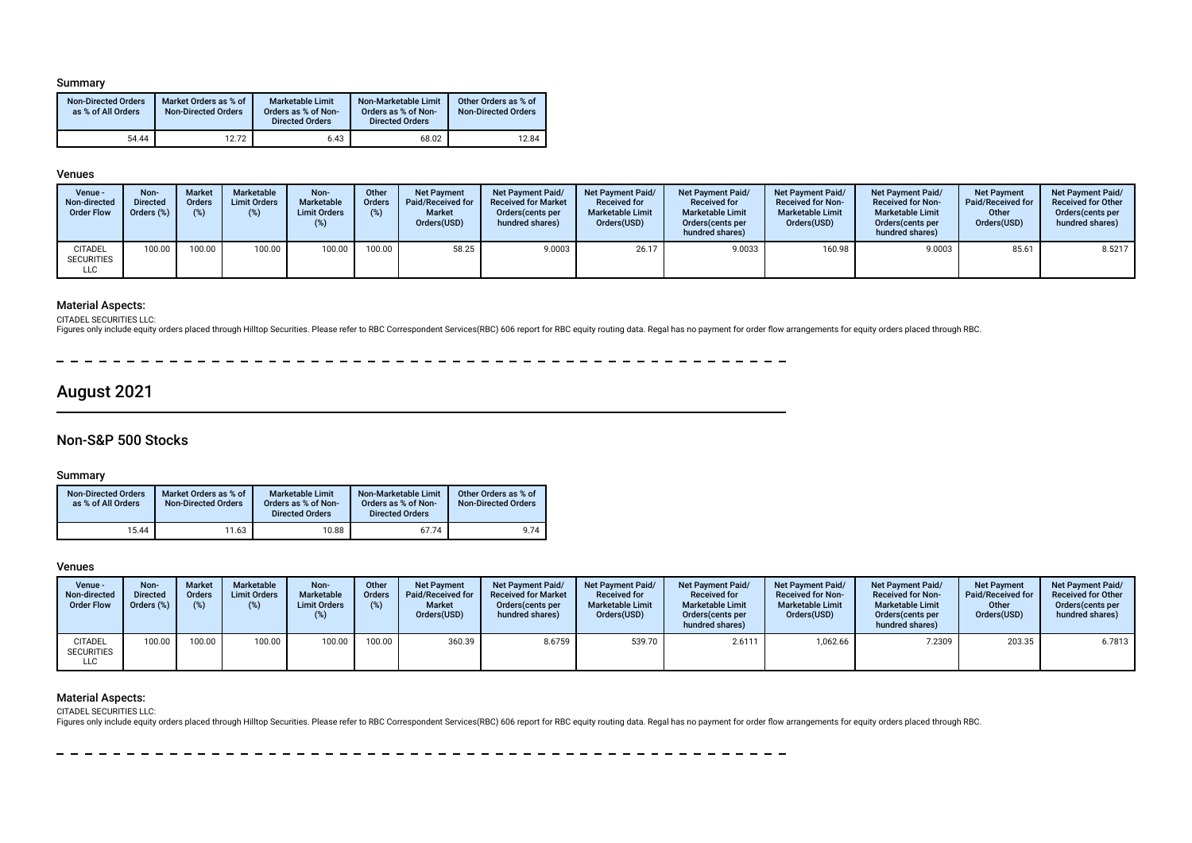### Summary

| Non-Directed Orders as % of All Orders | Market Orders as % of Non-Directed Orders | Marketable Limit Orders as % of Non-Directed Orders | Non-Marketable Limit Orders as % of Non-Directed Orders | Other Orders as % of Non-Directed Orders |
|---|---|---|---|---|
| 54.44 | 12.72 | 6.43 | 68.02 | 12.84 |

### Venues

| Venue - Non-directed Order Flow | Non-Directed Orders (%) | Market Orders (%) | Marketable Limit Orders (%) | Non-Marketable Limit Orders (%) | Other Orders (%) | Net Payment Paid/Received for Market Orders(USD) | Net Payment Paid/ Received for Market Orders(cents per hundred shares) | Net Payment Paid/ Received for Marketable Limit Orders(USD) | Net Payment Paid/ Received for Marketable Limit Orders(cents per hundred shares) | Net Payment Paid/ Received for Non-Marketable Limit Orders(USD) | Net Payment Paid/ Received for Non-Marketable Limit Orders(cents per hundred shares) | Net Payment Paid/Received for Other Orders(USD) | Net Payment Paid/ Received for Other Orders(cents per hundred shares) |
|---|---|---|---|---|---|---|---|---|---|---|---|---|---|
| CITADEL SECURITIES LLC | 100.00 | 100.00 | 100.00 | 100.00 | 100.00 | 58.25 | 9.0003 | 26.17 | 9.0033 | 160.98 | 9.0003 | 85.61 | 8.5217 |

### Material Aspects:

CITADEL SECURITIES LLC:
Figures only include equity orders placed through Hilltop Securities. Please refer to RBC Correspondent Services(RBC) 606 report for RBC equity routing data. Regal has no payment for order flow arrangements for equity orders placed through RBC.

# August 2021

## Non-S&P 500 Stocks

### Summary

| Non-Directed Orders as % of All Orders | Market Orders as % of Non-Directed Orders | Marketable Limit Orders as % of Non-Directed Orders | Non-Marketable Limit Orders as % of Non-Directed Orders | Other Orders as % of Non-Directed Orders |
|---|---|---|---|---|
| 15.44 | 11.63 | 10.88 | 67.74 | 9.74 |

### Venues

| Venue - Non-directed Order Flow | Non-Directed Orders (%) | Market Orders (%) | Marketable Limit Orders (%) | Non-Marketable Limit Orders (%) | Other Orders (%) | Net Payment Paid/Received for Market Orders(USD) | Net Payment Paid/ Received for Market Orders(cents per hundred shares) | Net Payment Paid/ Received for Marketable Limit Orders(USD) | Net Payment Paid/ Received for Marketable Limit Orders(cents per hundred shares) | Net Payment Paid/ Received for Non-Marketable Limit Orders(USD) | Net Payment Paid/ Received for Non-Marketable Limit Orders(cents per hundred shares) | Net Payment Paid/Received for Other Orders(USD) | Net Payment Paid/ Received for Other Orders(cents per hundred shares) |
|---|---|---|---|---|---|---|---|---|---|---|---|---|---|
| CITADEL SECURITIES LLC | 100.00 | 100.00 | 100.00 | 100.00 | 100.00 | 360.39 | 8.6759 | 539.70 | 2.6111 | 1,062.66 | 7.2309 | 203.35 | 6.7813 |

### Material Aspects:

CITADEL SECURITIES LLC:
Figures only include equity orders placed through Hilltop Securities. Please refer to RBC Correspondent Services(RBC) 606 report for RBC equity routing data. Regal has no payment for order flow arrangements for equity orders placed through RBC.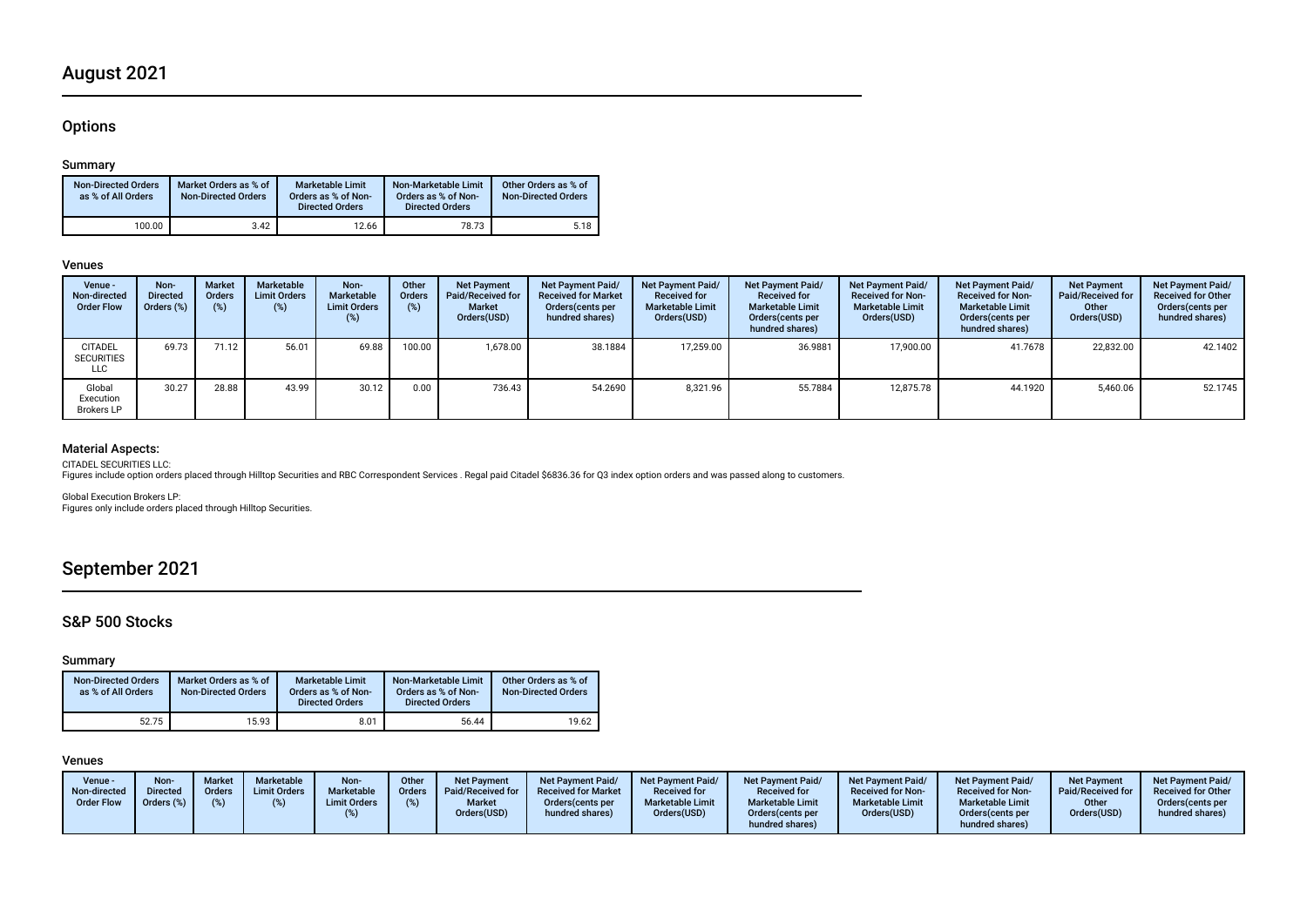# August 2021

## Options

### Summary

| Non-Directed Orders as % of All Orders | Market Orders as % of Non-Directed Orders | Marketable Limit Orders as % of Non-Directed Orders | Non-Marketable Limit Orders as % of Non-Directed Orders | Other Orders as % of Non-Directed Orders |
|---|---|---|---|---|
| 100.00 | 3.42 | 12.66 | 78.73 | 5.18 |

### Venues

| Venue - Non-directed Order Flow | Non-Directed Orders (%) | Market Orders (%) | Marketable Limit Orders (%) | Non-Marketable Limit Orders (%) | Other Orders (%) | Net Payment Paid/Received for Market Orders(USD) | Net Payment Paid/Received for Market Orders(cents per hundred shares) | Net Payment Paid/Received for Marketable Limit Orders(USD) | Net Payment Paid/Received for Marketable Limit Orders(cents per hundred shares) | Net Payment Paid/Received for Non-Marketable Limit Orders(USD) | Net Payment Paid/Received for Non-Marketable Limit Orders(cents per hundred shares) | Net Payment Paid/Received for Other Orders(USD) | Net Payment Paid/Received for Other Orders(cents per hundred shares) |
|---|---|---|---|---|---|---|---|---|---|---|---|---|---|
| CITADEL SECURITIES LLC | 69.73 | 71.12 | 56.01 | 69.88 | 100.00 | 1,678.00 | 38.1884 | 17,259.00 | 36.9881 | 17,900.00 | 41.7678 | 22,832.00 | 42.1402 |
| Global Execution Brokers LP | 30.27 | 28.88 | 43.99 | 30.12 | 0.00 | 736.43 | 54.2690 | 8,321.96 | 55.7884 | 12,875.78 | 44.1920 | 5,460.06 | 52.1745 |

### Material Aspects:

CITADEL SECURITIES LLC:
Figures include option orders placed through Hilltop Securities and RBC Correspondent Services . Regal paid Citadel $6836.36 for Q3 index option orders and was passed along to customers.

Global Execution Brokers LP:
Figures only include orders placed through Hilltop Securities.

# September 2021

## S&P 500 Stocks

### Summary

| Non-Directed Orders as % of All Orders | Market Orders as % of Non-Directed Orders | Marketable Limit Orders as % of Non-Directed Orders | Non-Marketable Limit Orders as % of Non-Directed Orders | Other Orders as % of Non-Directed Orders |
|---|---|---|---|---|
| 52.75 | 15.93 | 8.01 | 56.44 | 19.62 |

### Venues

| Venue - Non-directed Order Flow | Non-Directed Orders (%) | Market Orders (%) | Marketable Limit Orders (%) | Non-Marketable Limit Orders (%) | Other Orders (%) | Net Payment Paid/Received for Market Orders(USD) | Net Payment Paid/Received for Market Orders(cents per hundred shares) | Net Payment Paid/Received for Marketable Limit Orders(USD) | Net Payment Paid/Received for Marketable Limit Orders(cents per hundred shares) | Net Payment Paid/Received for Non-Marketable Limit Orders(USD) | Net Payment Paid/Received for Non-Marketable Limit Orders(cents per hundred shares) | Net Payment Paid/Received for Other Orders(USD) | Net Payment Paid/Received for Other Orders(cents per hundred shares) |
|---|---|---|---|---|---|---|---|---|---|---|---|---|---|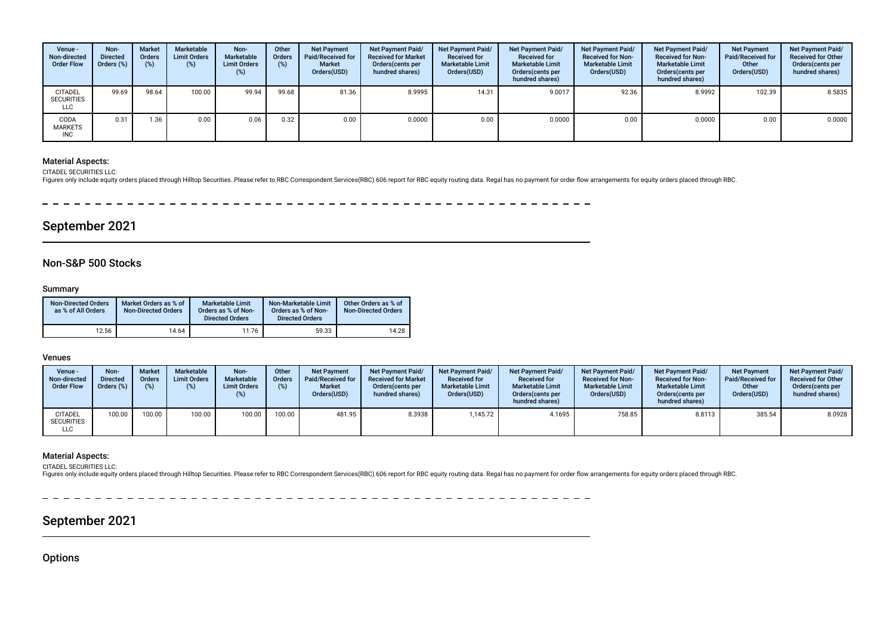| Venue - Non-directed Order Flow | Non-Directed Orders (%) | Market Orders (%) | Marketable Limit Orders (%) | Non-Marketable Limit Orders (%) | Other Orders (%) | Net Payment Paid/Received for Market Orders(USD) | Net Payment Paid/ Received for Market Orders(cents per hundred shares) | Net Payment Paid/ Received for Marketable Limit Orders(USD) | Net Payment Paid/ Received for Marketable Limit Orders(cents per hundred shares) | Net Payment Paid/ Received for Non-Marketable Limit Orders(USD) | Net Payment Paid/ Received for Non-Marketable Limit Orders(cents per hundred shares) | Net Payment Paid/Received for Other Orders(USD) | Net Payment Paid/ Received for Other Orders(cents per hundred shares) |
|---|---|---|---|---|---|---|---|---|---|---|---|---|---|
| CITADEL SECURITIES LLC | 99.69 | 98.64 | 100.00 | 99.94 | 99.68 | 81.36 | 8.9995 | 14.31 | 9.0017 | 92.36 | 8.9992 | 102.39 | 8.5835 |
| CODA MARKETS INC | 0.31 | 1.36 | 0.00 | 0.06 | 0.32 | 0.00 | 0.0000 | 0.00 | 0.0000 | 0.00 | 0.0000 | 0.00 | 0.0000 |

### Material Aspects:

CITADEL SECURITIES LLC:

Figures only include equity orders placed through Hilltop Securities. Please refer to RBC Correspondent Services(RBC) 606 report for RBC equity routing data. Regal has no payment for order flow arrangements for equity orders placed through RBC.

# September 2021

## Non-S&P 500 Stocks

### Summary

| Non-Directed Orders as % of All Orders | Market Orders as % of Non-Directed Orders | Marketable Limit Orders as % of Non-Directed Orders | Non-Marketable Limit Orders as % of Non-Directed Orders | Other Orders as % of Non-Directed Orders |
|---|---|---|---|---|
| 12.56 | 14.64 | 11.76 | 59.33 | 14.28 |

### Venues

| Venue - Non-directed Order Flow | Non-Directed Orders (%) | Market Orders (%) | Marketable Limit Orders (%) | Non-Marketable Limit Orders (%) | Other Orders (%) | Net Payment Paid/Received for Market Orders(USD) | Net Payment Paid/ Received for Market Orders(cents per hundred shares) | Net Payment Paid/ Received for Marketable Limit Orders(USD) | Net Payment Paid/ Received for Marketable Limit Orders(cents per hundred shares) | Net Payment Paid/ Received for Non-Marketable Limit Orders(USD) | Net Payment Paid/ Received for Non-Marketable Limit Orders(cents per hundred shares) | Net Payment Paid/Received for Other Orders(USD) | Net Payment Paid/ Received for Other Orders(cents per hundred shares) |
|---|---|---|---|---|---|---|---|---|---|---|---|---|---|
| CITADEL SECURITIES LLC | 100.00 | 100.00 | 100.00 | 100.00 | 100.00 | 481.95 | 8.3938 | 1,145.72 | 4.1695 | 758.85 | 8.8113 | 385.54 | 8.0928 |

### Material Aspects:

CITADEL SECURITIES LLC:

Figures only include equity orders placed through Hilltop Securities. Please refer to RBC Correspondent Services(RBC) 606 report for RBC equity routing data. Regal has no payment for order flow arrangements for equity orders placed through RBC.

# September 2021

## Options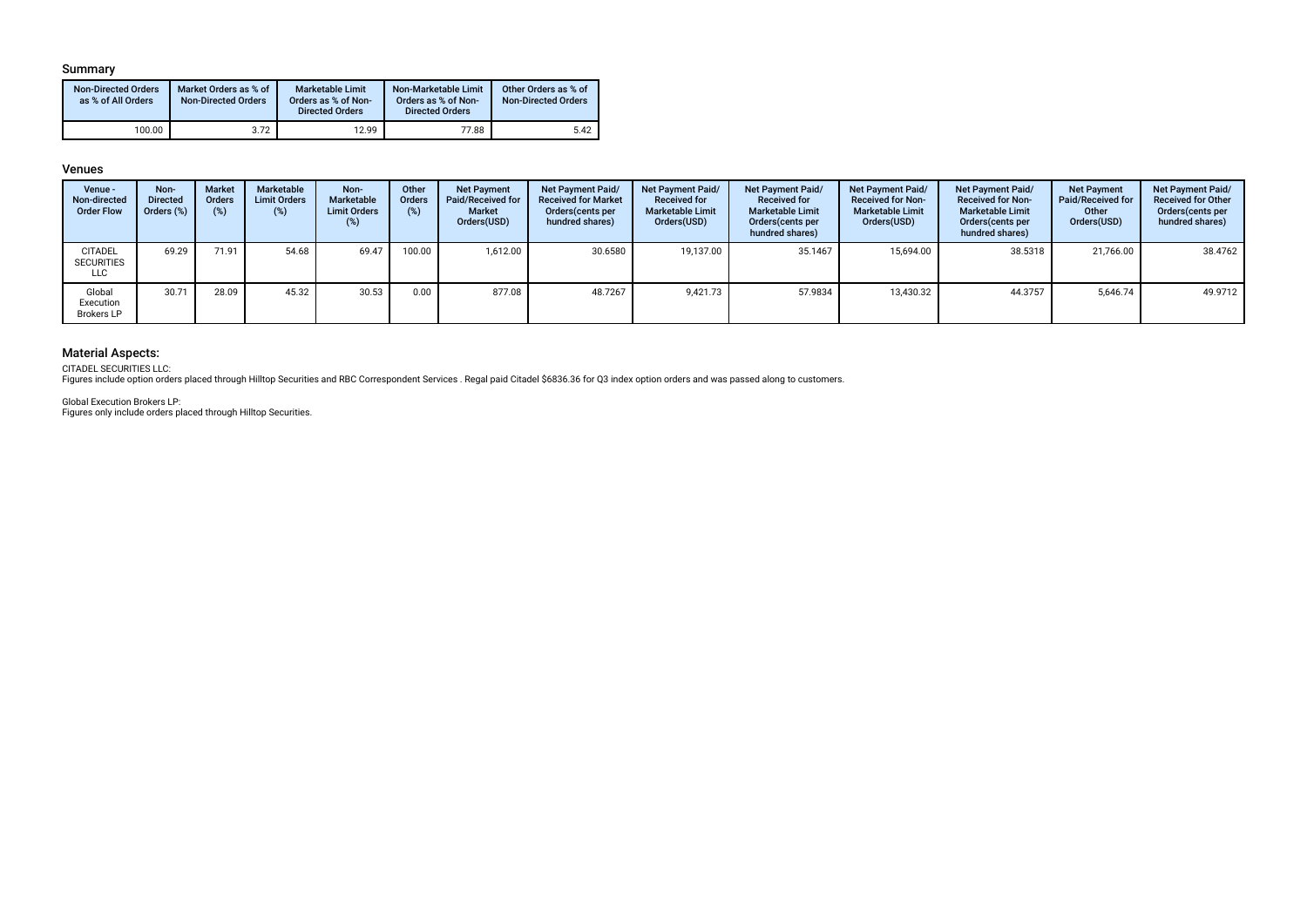## Summary

| Non-Directed Orders as % of All Orders | Market Orders as % of Non-Directed Orders | Marketable Limit Orders as % of Non-Directed Orders | Non-Marketable Limit Orders as % of Non-Directed Orders | Other Orders as % of Non-Directed Orders |
|---|---|---|---|---|
| 100.00 | 3.72 | 12.99 | 77.88 | 5.42 |

## Venues

| Venue - Non-directed Order Flow | Non-Directed Orders (%) | Market Orders (%) | Marketable Limit Orders (%) | Non-Marketable Limit Orders (%) | Other Orders (%) | Net Payment Paid/Received for Market Orders(USD) | Net Payment Paid/ Received for Market Orders(cents per hundred shares) | Net Payment Paid/ Received for Marketable Limit Orders(USD) | Net Payment Paid/ Received for Marketable Limit Orders(cents per hundred shares) | Net Payment Paid/ Received for Non-Marketable Limit Orders(USD) | Net Payment Paid/ Received for Non-Marketable Limit Orders(cents per hundred shares) | Net Payment Paid/Received for Other Orders(USD) | Net Payment Paid/ Received for Other Orders(cents per hundred shares) |
|---|---|---|---|---|---|---|---|---|---|---|---|---|---|
| CITADEL SECURITIES LLC | 69.29 | 71.91 | 54.68 | 69.47 | 100.00 | 1,612.00 | 30.6580 | 19,137.00 | 35.1467 | 15,694.00 | 38.5318 | 21,766.00 | 38.4762 |
| Global Execution Brokers LP | 30.71 | 28.09 | 45.32 | 30.53 | 0.00 | 877.08 | 48.7267 | 9,421.73 | 57.9834 | 13,430.32 | 44.3757 | 5,646.74 | 49.9712 |

## Material Aspects:

CITADEL SECURITIES LLC:
Figures include option orders placed through Hilltop Securities and RBC Correspondent Services . Regal paid Citadel $6836.36 for Q3 index option orders and was passed along to customers.

Global Execution Brokers LP:
Figures only include orders placed through Hilltop Securities.